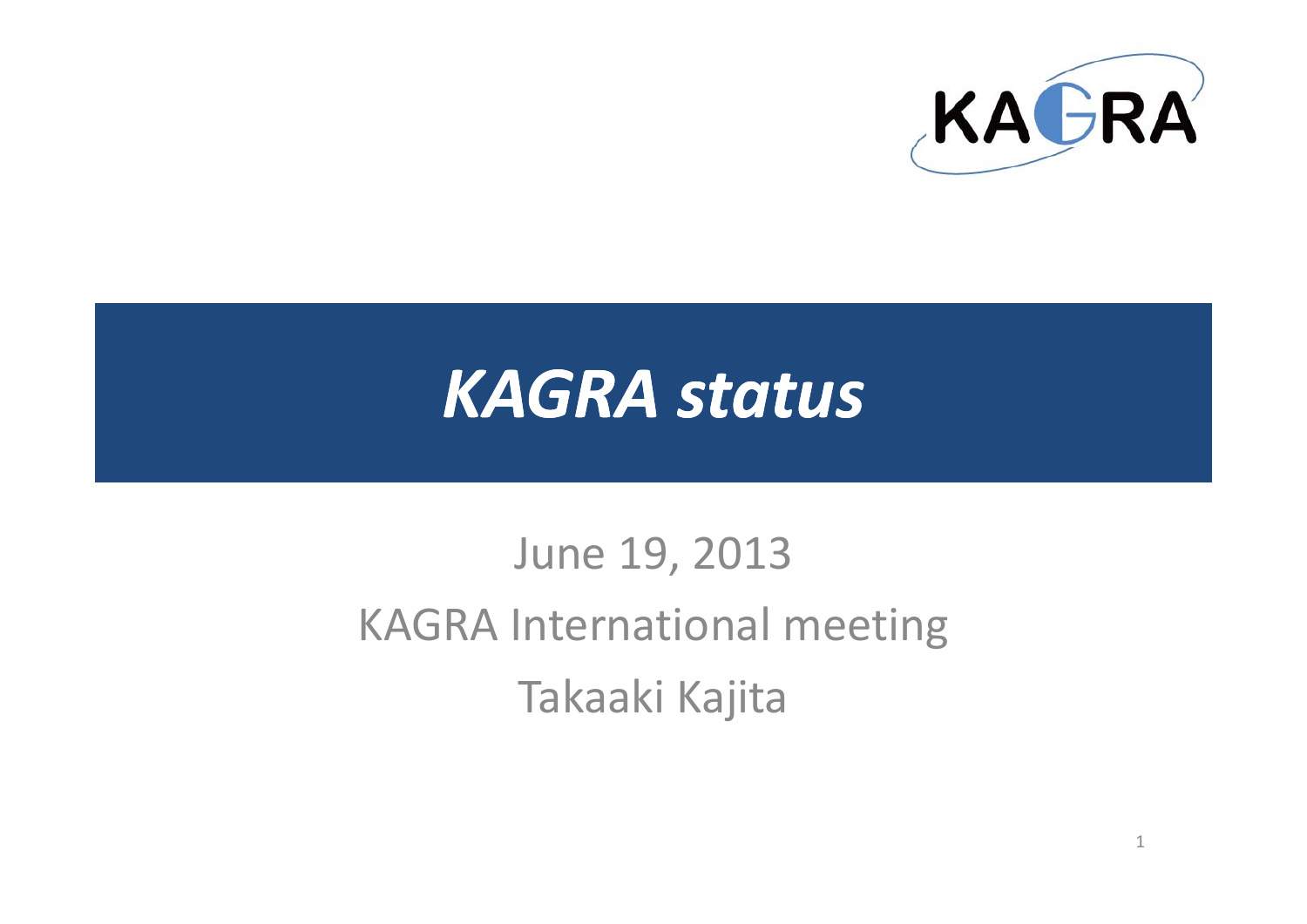KAGRA

# *KAGRA status*

June 19, 2013

KAGRA International meeting

Takaaki Kajita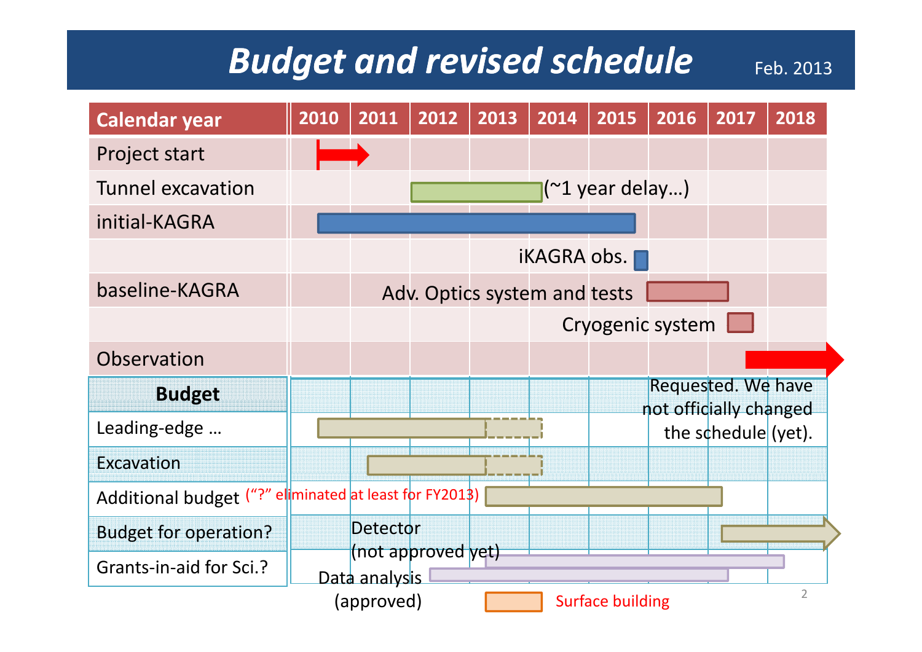# Budget and revised schedule

Feb. 2013

| Calendar year | 2010 | 2011 | 2012 | 2013 | 2014 | 2015 | 2016 | 2017 | 2018 |
|---|---|---|---|---|---|---|---|---|---|
| Project start | | | | | | | | | |
| Tunnel excavation | | | | | (~1 year delay…) | | | | |
| initial-KAGRA | | | | | | | | | |
| | | | | | iKAGRA obs. | | | | |
| baseline-KAGRA | | | Adv. Optics system and tests | | | | | | |
| | | | | | | Cryogenic system | | | |
| Observation | | | | | | | | | |
| **Budget** | | | | | | | | | |
| Leading-edge … | | | | | | | | | |
| Excavation | | | | | | | | | |
| Additional budget | ("?" eliminated at least for FY2013) | | | | | | | | |
| Budget for operation? | | Detector (not approved yet) | | | | | | | |
| Grants-in-aid for Sci.? | Data analysis (approved) | | | | | | | | |

Requested. We have not officially changed the schedule (yet).

Surface building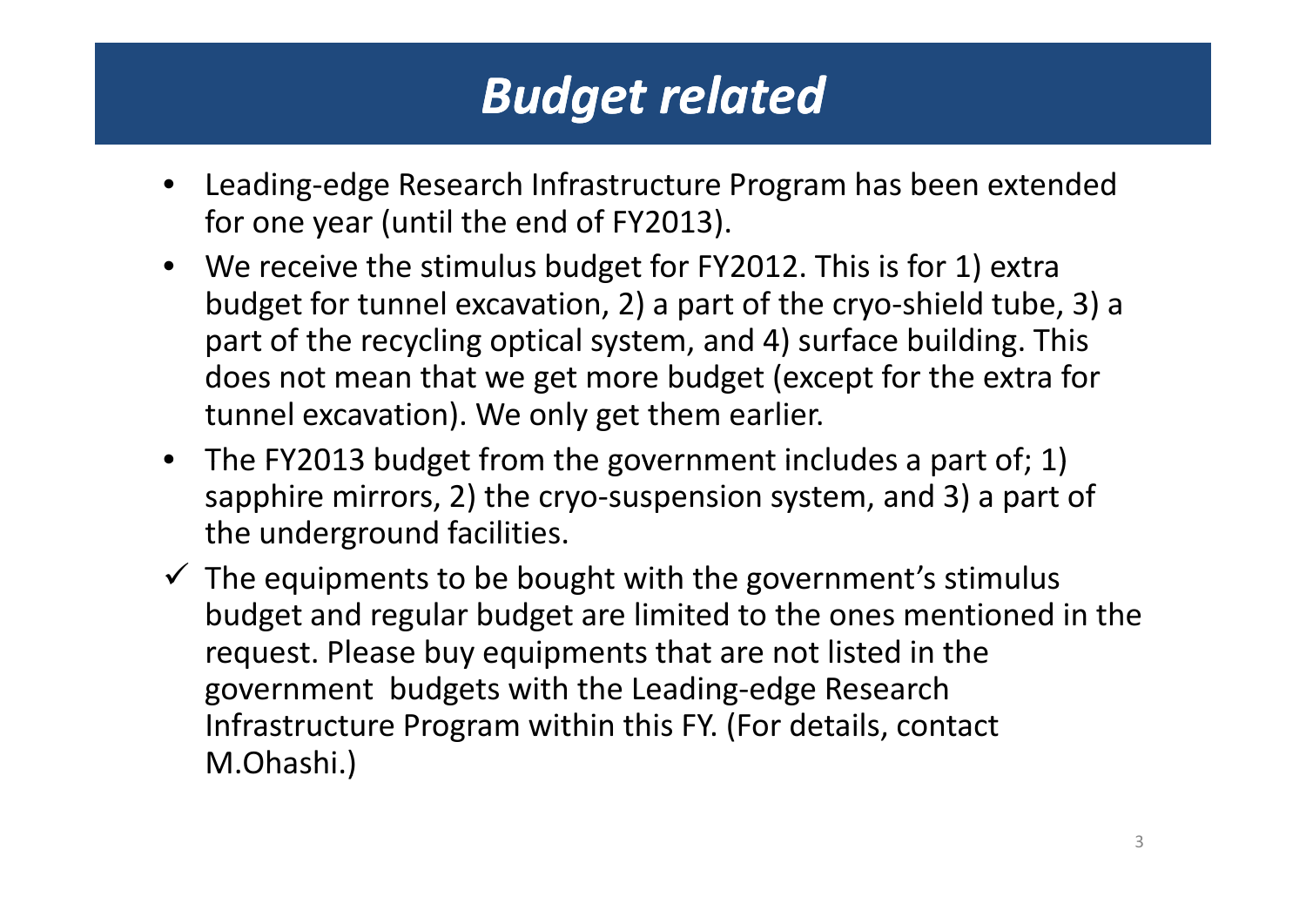# *Budget related*

- Leading-edge Research Infrastructure Program has been extended for one year (until the end of FY2013).
- We receive the stimulus budget for FY2012. This is for 1) extra budget for tunnel excavation, 2) a part of the cryo-shield tube, 3) a part of the recycling optical system, and 4) surface building. This does not mean that we get more budget (except for the extra for tunnel excavation). We only get them earlier.
- The FY2013 budget from the government includes a part of; 1) sapphire mirrors, 2) the cryo-suspension system, and 3) a part of the underground facilities.

✓ The equipments to be bought with the government's stimulus budget and regular budget are limited to the ones mentioned in the request. Please buy equipments that are not listed in the government budgets with the Leading-edge Research Infrastructure Program within this FY. (For details, contact M.Ohashi.)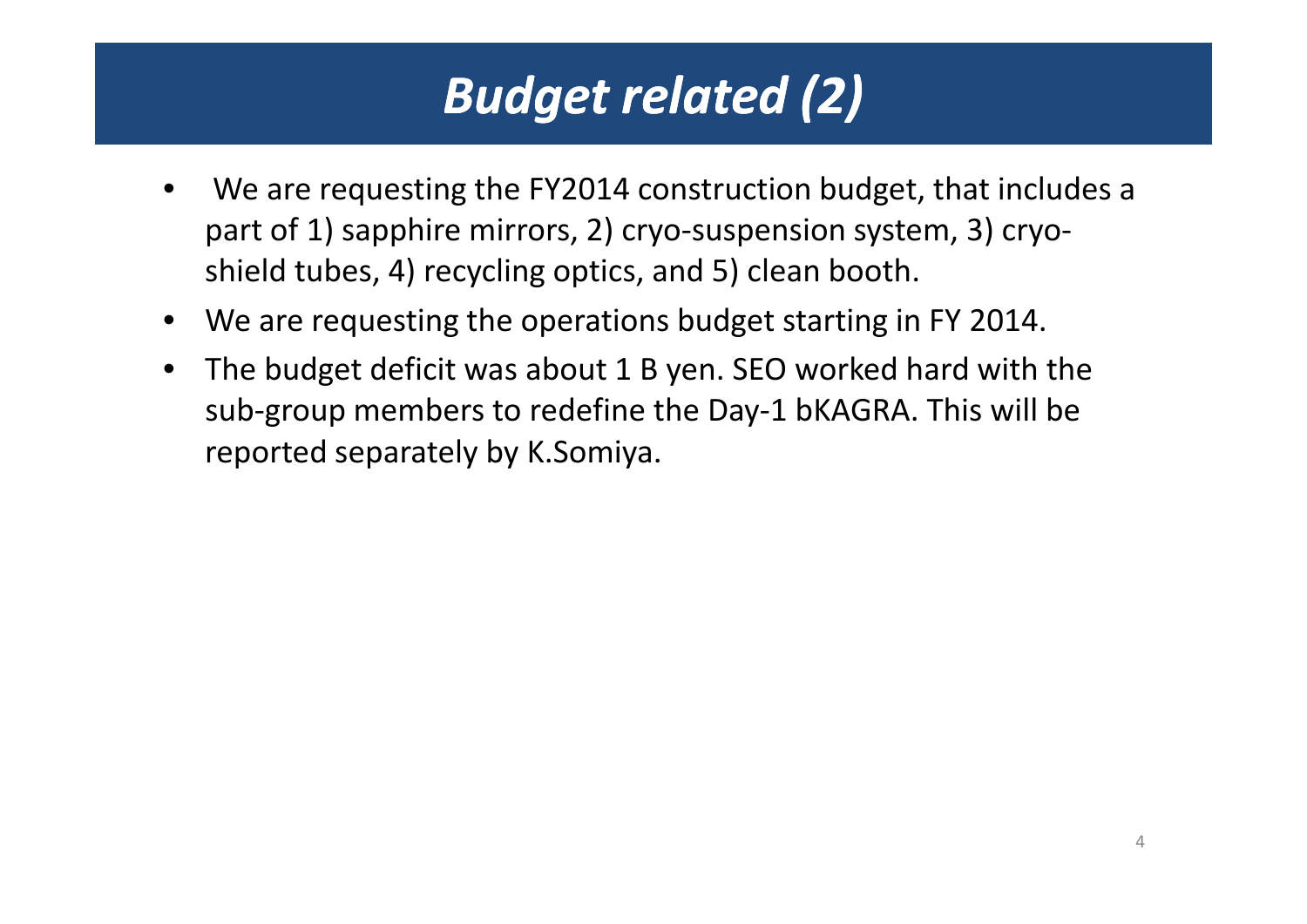# *Budget related (2)*

- We are requesting the FY2014 construction budget, that includes a part of 1) sapphire mirrors, 2) cryo-suspension system, 3) cryo-shield tubes, 4) recycling optics, and 5) clean booth.
- We are requesting the operations budget starting in FY 2014.
- The budget deficit was about 1 B yen. SEO worked hard with the sub-group members to redefine the Day-1 bKAGRA. This will be reported separately by K.Somiya.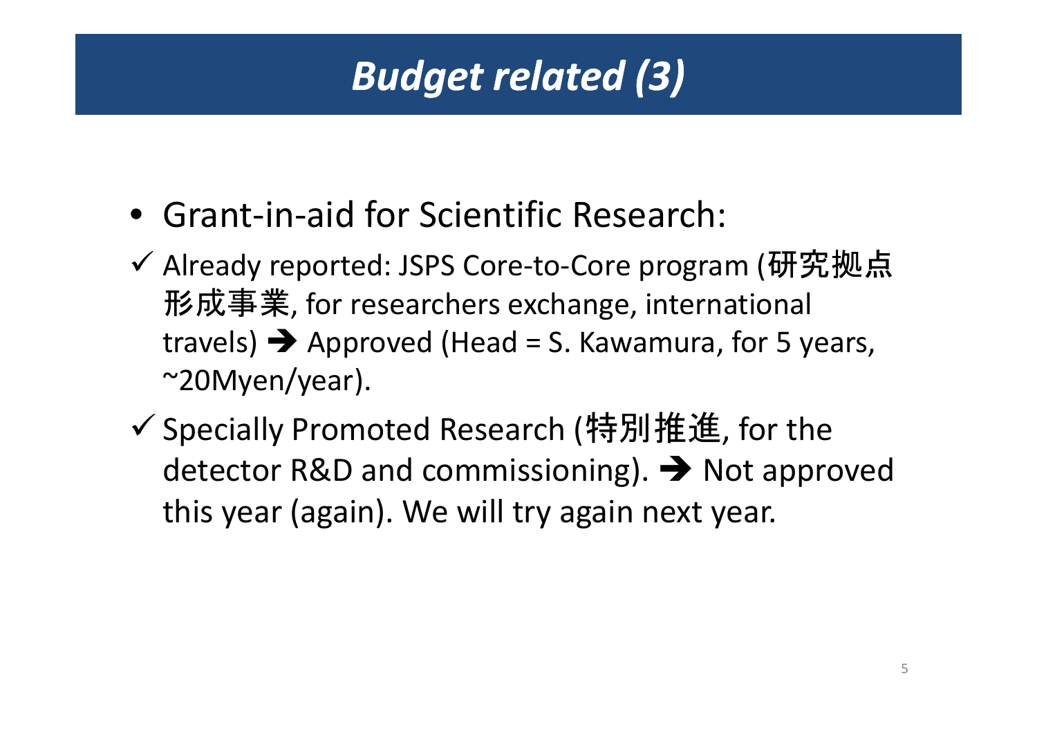# *Budget related (3)*

- Grant-in-aid for Scientific Research:

✓ Already reported: JSPS Core-to-Core program (研究拠点形成事業, for researchers exchange, international travels) ➔ Approved (Head = S. Kawamura, for 5 years, ~20Myen/year).

✓ Specially Promoted Research (特別推進, for the detector R&D and commissioning). ➔ Not approved this year (again). We will try again next year.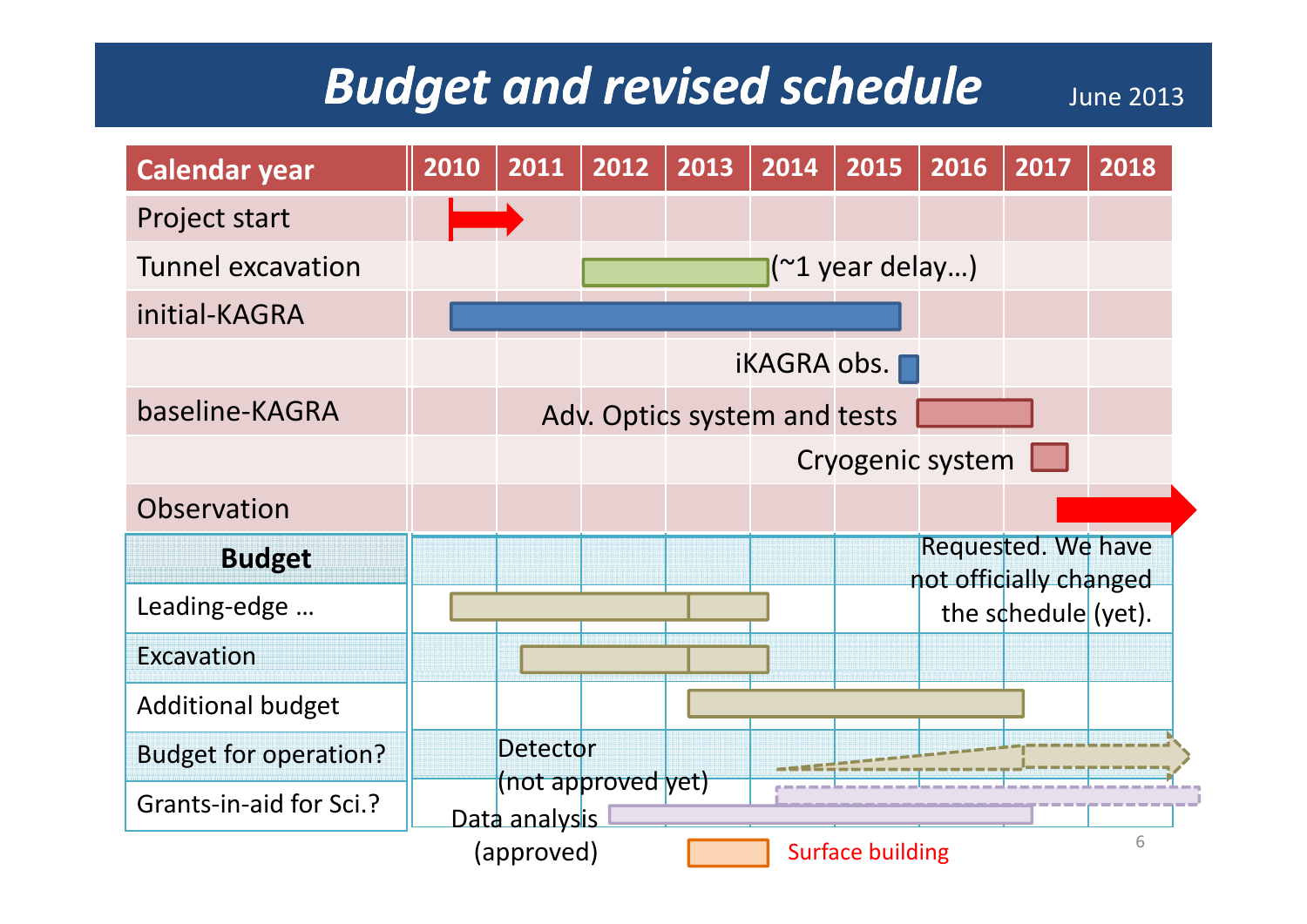# Budget and revised schedule

June 2013

| Calendar year | 2010 | 2011 | 2012 | 2013 | 2014 | 2015 | 2016 | 2017 | 2018 |
|---|---|---|---|---|---|---|---|---|---|
| Project start | | | | | | | | | |
| Tunnel excavation | | | | | (~1 year delay…) | | | | |
| initial-KAGRA | | | | | | | | | |
| | | | | | iKAGRA obs. | | | | |
| baseline-KAGRA | | | Adv. Optics system and tests | | | | | | |
| | | | | | | Cryogenic system | | | |
| Observation | | | | | | | | | |
| **Budget** | | | | | | | Requested. We have not officially changed the schedule (yet). | | |
| Leading-edge … | | | | | | | | | |
| Excavation | | | | | | | | | |
| Additional budget | | | | | | | | | |
| Budget for operation? | | Detector (not approved yet) | | | | | | | |
| Grants-in-aid for Sci.? | Data analysis (approved) | | | | | | | | |

Surface building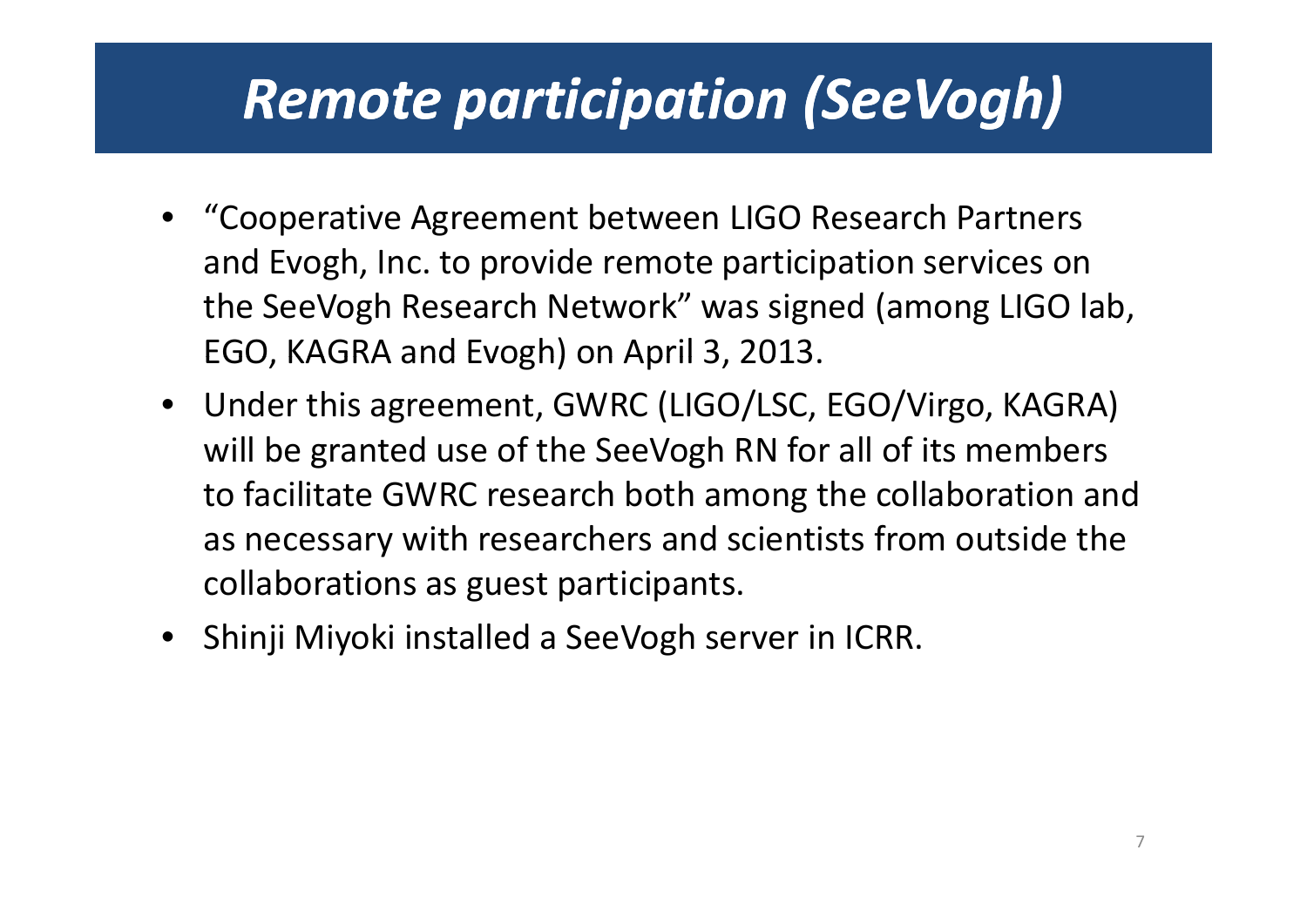# *Remote participation (SeeVogh)*

- "Cooperative Agreement between LIGO Research Partners and Evogh, Inc. to provide remote participation services on the SeeVogh Research Network" was signed (among LIGO lab, EGO, KAGRA and Evogh) on April 3, 2013.
- Under this agreement, GWRC (LIGO/LSC, EGO/Virgo, KAGRA) will be granted use of the SeeVogh RN for all of its members to facilitate GWRC research both among the collaboration and as necessary with researchers and scientists from outside the collaborations as guest participants.
- Shinji Miyoki installed a SeeVogh server in ICRR.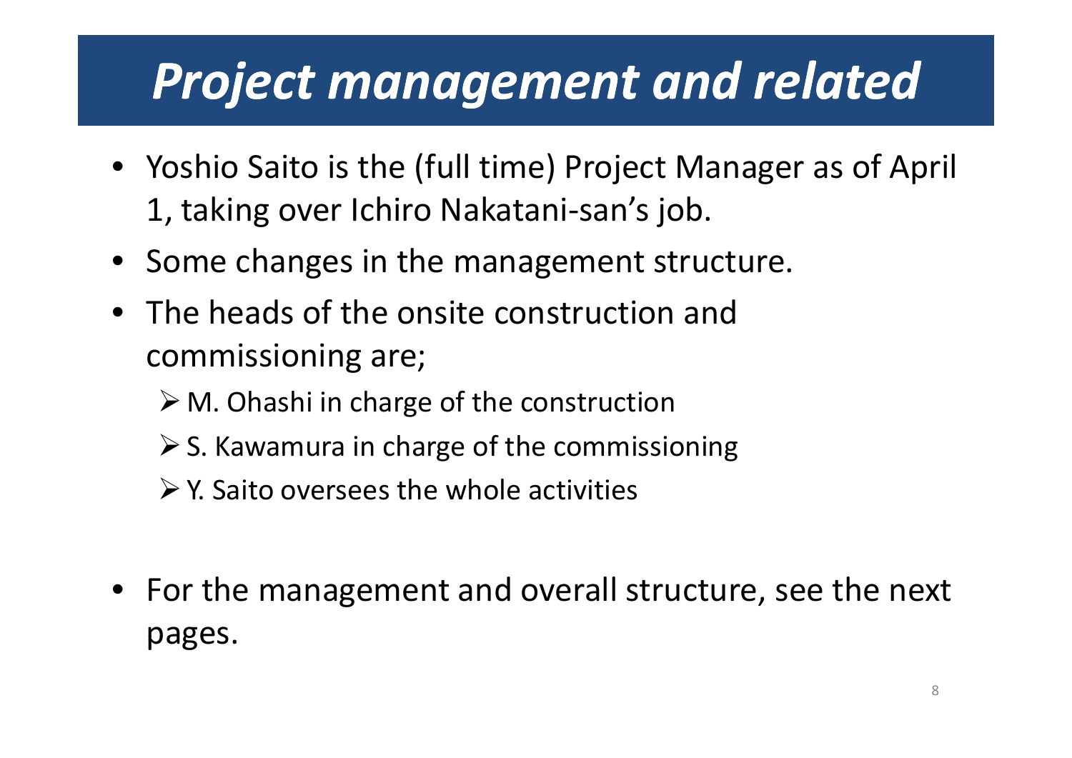# *Project management and related*

- Yoshio Saito is the (full time) Project Manager as of April 1, taking over Ichiro Nakatani-san's job.
- Some changes in the management structure.
- The heads of the onsite construction and commissioning are;
  - M. Ohashi in charge of the construction
  - S. Kawamura in charge of the commissioning
  - Y. Saito oversees the whole activities
- For the management and overall structure, see the next pages.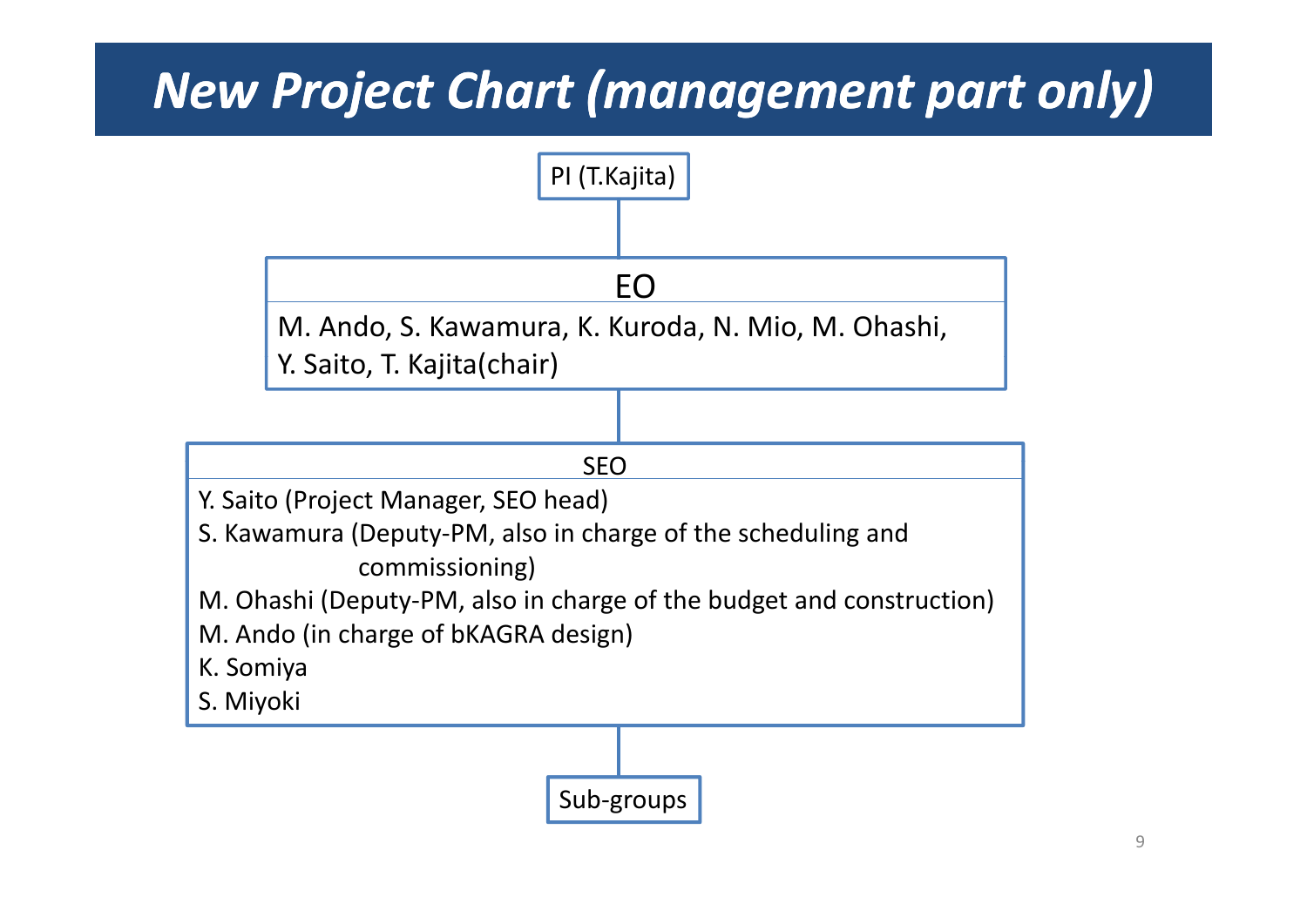# New Project Chart (management part only)

**PI (T.Kajita)**

↓

**EO**

M. Ando, S. Kawamura, K. Kuroda, N. Mio, M. Ohashi, Y. Saito, T. Kajita(chair)

↓

**SEO**

- Y. Saito (Project Manager, SEO head)
- S. Kawamura (Deputy-PM, also in charge of the scheduling and commissioning)
- M. Ohashi (Deputy-PM, also in charge of the budget and construction)
- M. Ando (in charge of bKAGRA design)
- K. Somiya
- S. Miyoki

↓

**Sub-groups**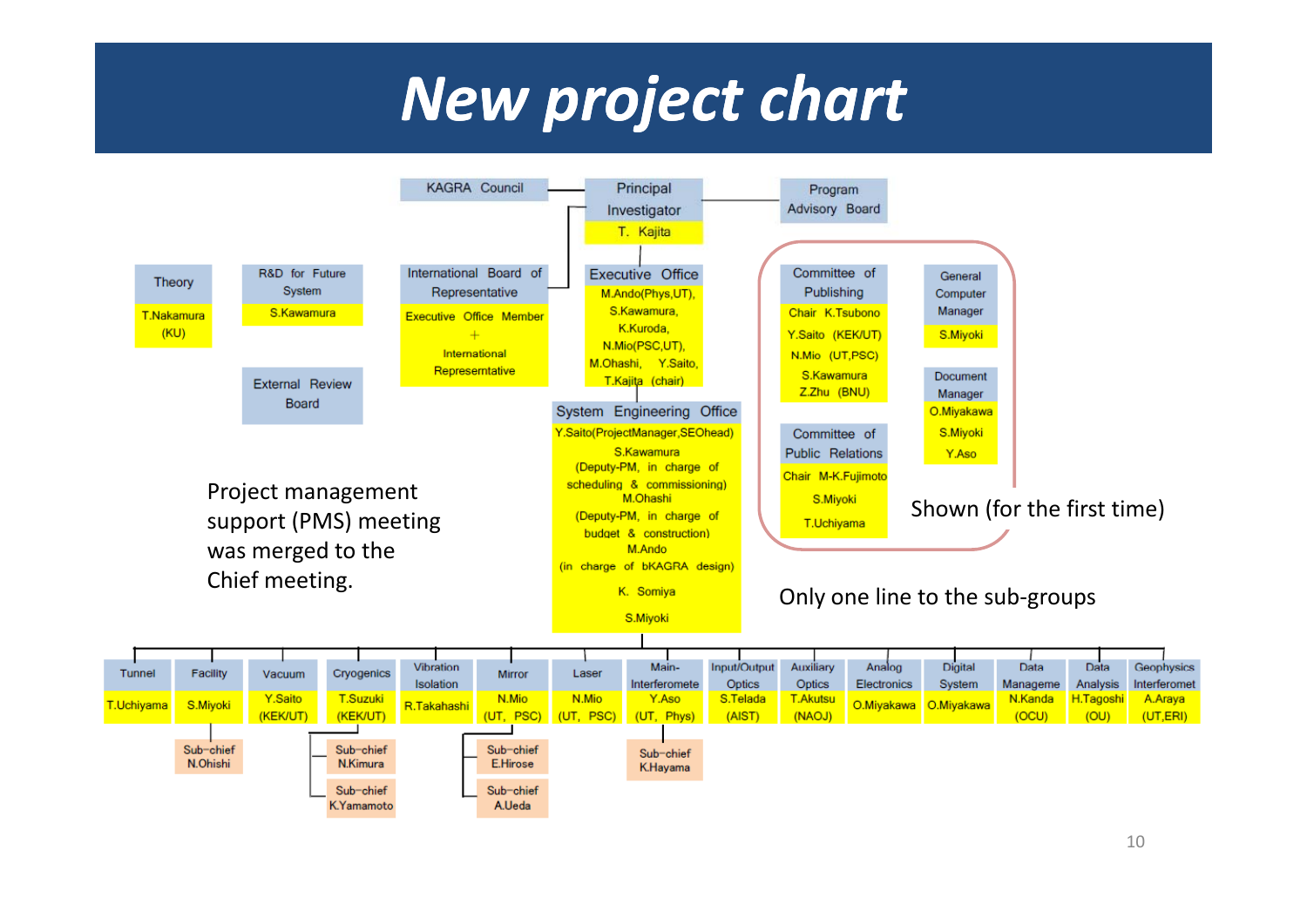# New project chart

**KAGRA Council** — **Principal Investigator**: T. Kajita — **Program Advisory Board**

**Theory**: T.Nakamura (KU)

**R&D for Future System**: S.Kawamura

**External Review Board**

**International Board of Representative**: Executive Office Member + International Represemtative

**Executive Office**: M.Ando(Phys,UT), S.Kawamura, K.Kuroda, N.Mio(PSC,UT), M.Ohashi, Y.Saito, T.Kajita (chair)

**System Engineering Office**: Y.Saito(ProjectManager,SEOhead), S.Kawamura (Deputy-PM, in charge of scheduling & commissioning), M.Ohashi (Deputy-PM, in charge of budget & construction), M.Ando (in charge of bKAGRA design), K. Somiya, S.Miyoki

**Committee of Publishing**: Chair K.Tsubono, Y.Saito (KEK/UT), N.Mio (UT,PSC), S.Kawamura, Z.Zhu (BNU)

**Committee of Public Relations**: Chair M-K.Fujimoto, S.Miyoki, T.Uchiyama

**General Computer Manager**: S.Miyoki

**Document Manager**: O.Miyakawa, S.Miyoki, Y.Aso

Shown (for the first time)

Project management support (PMS) meeting was merged to the Chief meeting.

Only one line to the sub-groups

| Subgroup | Chief | Sub-chief |
|---|---|---|
| Tunnel | T.Uchiyama | |
| Facility | S.Miyoki | N.Ohishi |
| Vacuum | Y.Saito (KEK/UT) | |
| Cryogenics | T.Suzuki (KEK/UT) | N.Kimura, K.Yamamoto |
| Vibration Isolation | R.Takahashi | |
| Mirror | N.Mio (UT, PSC) | E.Hirose, A.Ueda |
| Laser | N.Mio (UT, PSC) | |
| Main-Interferometer | Y.Aso (UT, Phys) | K.Hayama |
| Input/Output Optics | S.Telada (AIST) | |
| Auxiliary Optics | T.Akutsu (NAOJ) | |
| Analog Electronics | O.Miyakawa | |
| Digital System | O.Miyakawa | |
| Data Management | N.Kanda (OCU) | |
| Data Analysis | H.Tagoshi (OU) | |
| Geophysics Interferometer | A.Araya (UT,ERI) | |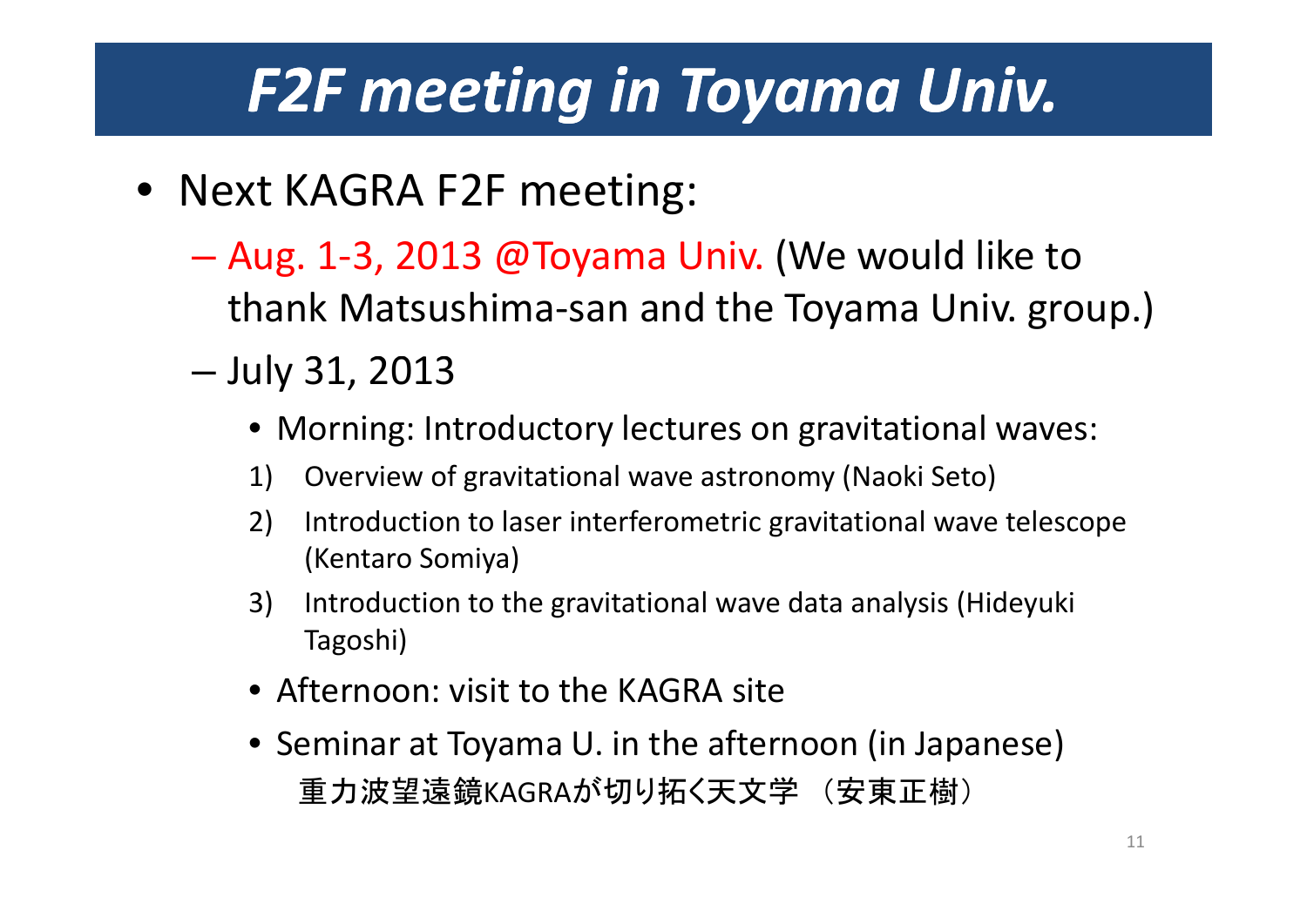# F2F meeting in Toyama Univ.

- Next KAGRA F2F meeting:
  - Aug. 1-3, 2013 @Toyama Univ. (We would like to thank Matsushima-san and the Toyama Univ. group.)
  - July 31, 2013
    - Morning: Introductory lectures on gravitational waves:
      1) Overview of gravitational wave astronomy (Naoki Seto)
      2) Introduction to laser interferometric gravitational wave telescope (Kentaro Somiya)
      3) Introduction to the gravitational wave data analysis (Hideyuki Tagoshi)
    - Afternoon: visit to the KAGRA site
    - Seminar at Toyama U. in the afternoon (in Japanese)
      重力波望遠鏡KAGRAが切り拓く天文学 （安東正樹）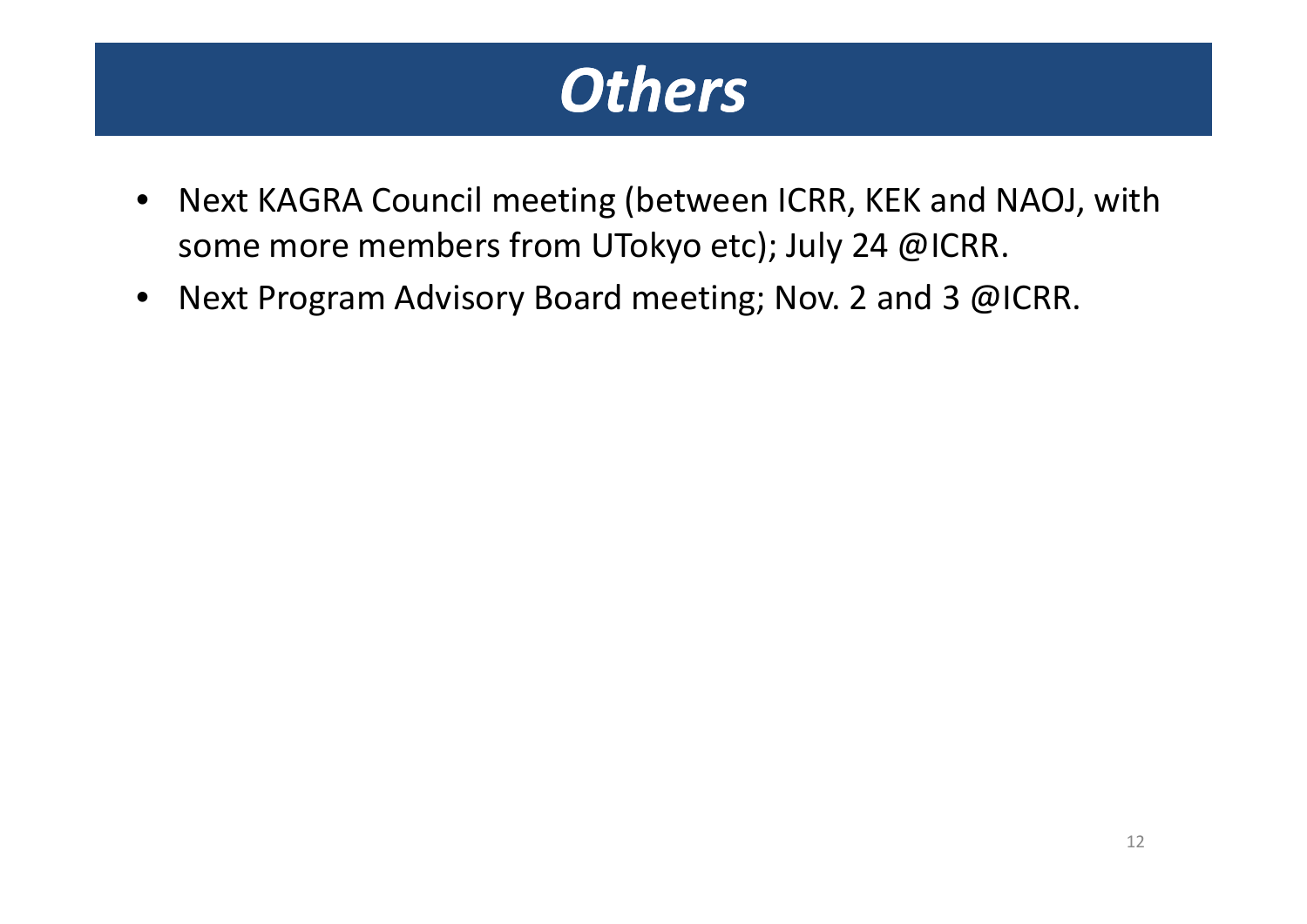# *Others*

- Next KAGRA Council meeting (between ICRR, KEK and NAOJ, with some more members from UTokyo etc); July 24 @ICRR.
- Next Program Advisory Board meeting; Nov. 2 and 3 @ICRR.